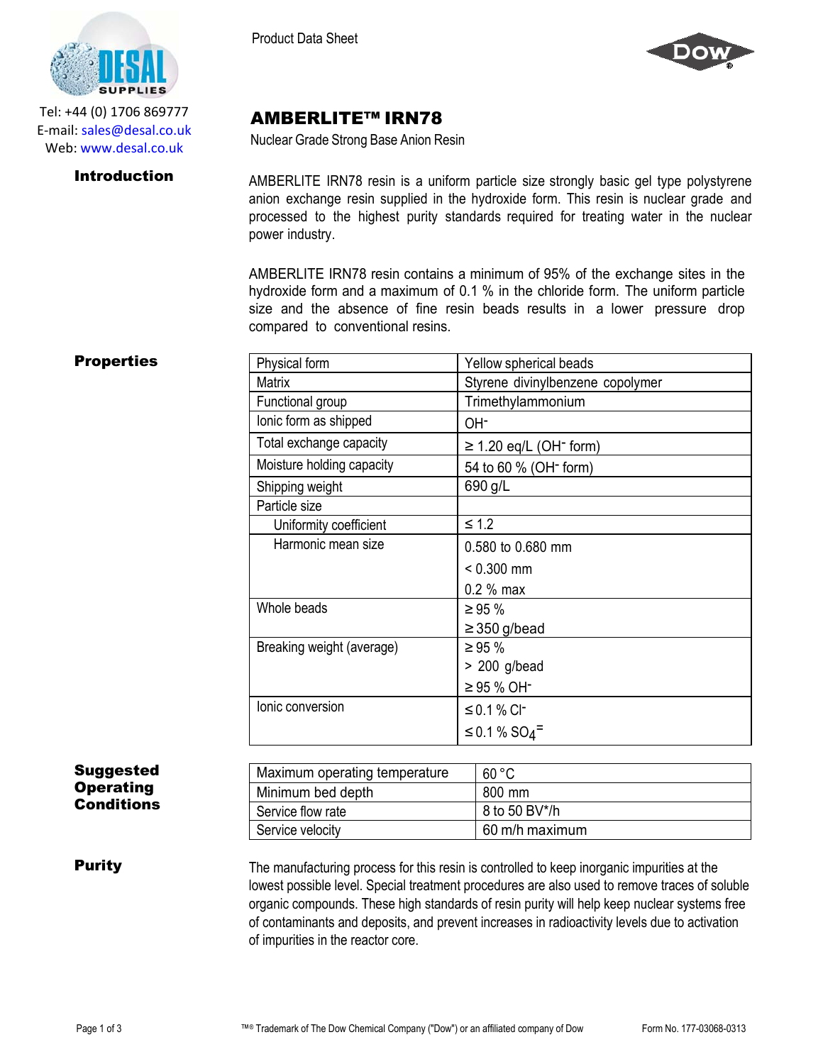Tel: +44 (0) 1706 869777
E-mail: sales@desal.co.uk
Web: www.desal.co.uk

Product Data Sheet

# AMBERLITE™ IRN78

Nuclear Grade Strong Base Anion Resin

## Introduction

AMBERLITE IRN78 resin is a uniform particle size strongly basic gel type polystyrene anion exchange resin supplied in the hydroxide form. This resin is nuclear grade and processed to the highest purity standards required for treating water in the nuclear power industry.

AMBERLITE IRN78 resin contains a minimum of 95% of the exchange sites in the hydroxide form and a maximum of 0.1 % in the chloride form. The uniform particle size and the absence of fine resin beads results in a lower pressure drop compared to conventional resins.

## Properties

| Property | Value |
|---|---|
| Physical form | Yellow spherical beads |
| Matrix | Styrene divinylbenzene copolymer |
| Functional group | Trimethylammonium |
| Ionic form as shipped | $OH^-$ |
| Total exchange capacity | ≥ 1.20 eq/L ($OH^-$ form) |
| Moisture holding capacity | 54 to 60 % ($OH^-$ form) |
| Shipping weight | 690 g/L |
| Particle size | |
| Uniformity coefficient | ≤ 1.2 |
| Harmonic mean size | 0.580 to 0.680 mm<br>< 0.300 mm<br>0.2 % max |
| Whole beads | ≥ 95 %<br>≥ 350 g/bead |
| Breaking weight (average) | ≥ 95 %<br>> 200 g/bead<br>≥ 95 % $OH^-$ |
| Ionic conversion | ≤ 0.1 % $Cl^-$<br>≤ 0.1 % $SO_4^=$ |

## Suggested Operating Conditions

| Condition | Value |
|---|---|
| Maximum operating temperature | 60 °C |
| Minimum bed depth | 800 mm |
| Service flow rate | 8 to 50 BV*/h |
| Service velocity | 60 m/h maximum |

## Purity

The manufacturing process for this resin is controlled to keep inorganic impurities at the lowest possible level. Special treatment procedures are also used to remove traces of soluble organic compounds. These high standards of resin purity will help keep nuclear systems free of contaminants and deposits, and prevent increases in radioactivity levels due to activation of impurities in the reactor core.

™® Trademark of The Dow Chemical Company ("Dow") or an affiliated company of Dow — Form No. 177-03068-0313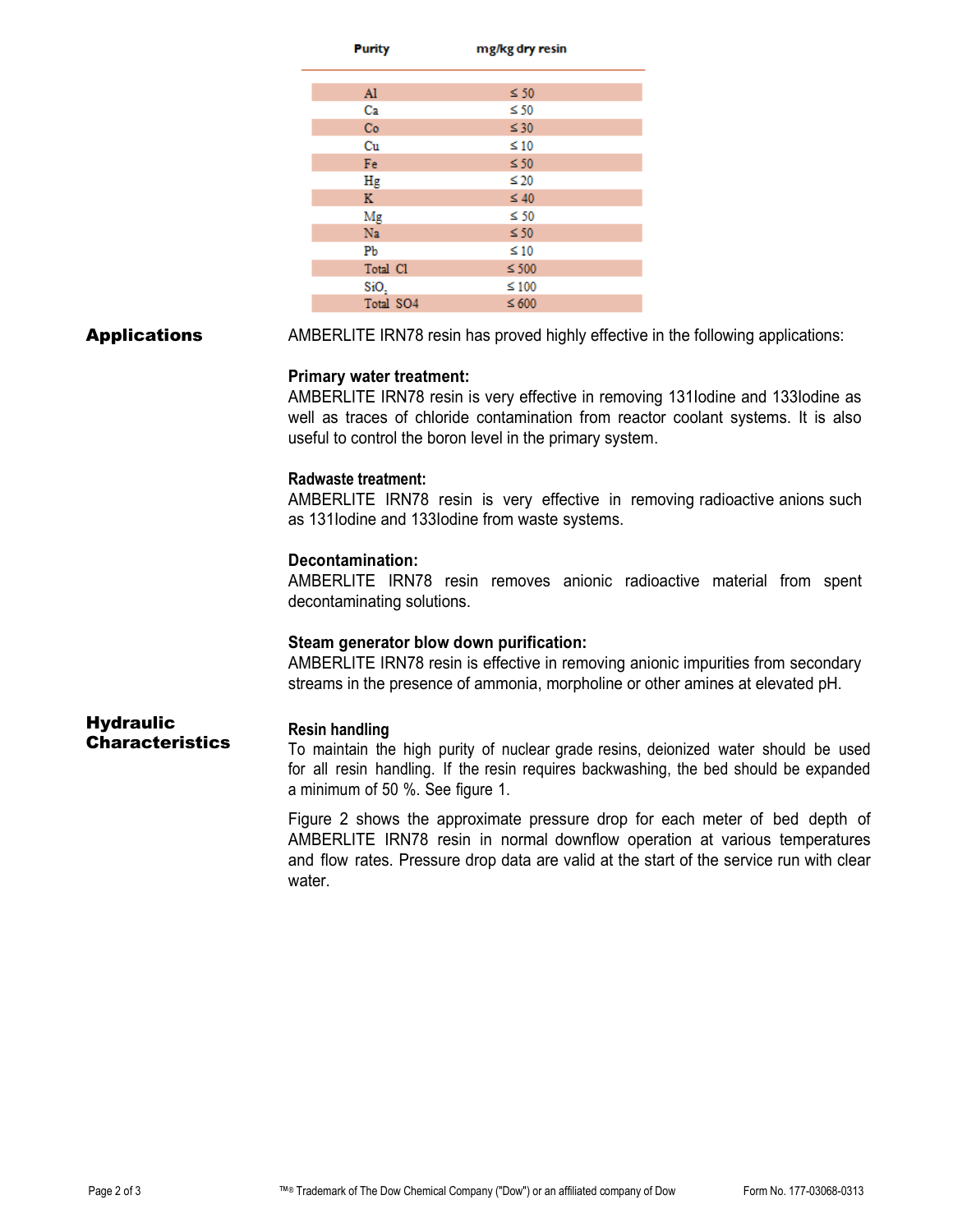| Purity | mg/kg dry resin |
|---|---|
| Al | ≤ 50 |
| Ca | ≤ 50 |
| Co | ≤ 30 |
| Cu | ≤ 10 |
| Fe | ≤ 50 |
| Hg | ≤ 20 |
| K | ≤ 40 |
| Mg | ≤ 50 |
| Na | ≤ 50 |
| Pb | ≤ 10 |
| Total Cl | ≤ 500 |
| $SiO_2$ | ≤ 100 |
| Total SO4 | ≤ 600 |

## Applications

AMBERLITE IRN78 resin has proved highly effective in the following applications:

**Primary water treatment:**
AMBERLITE IRN78 resin is very effective in removing 131Iodine and 133Iodine as well as traces of chloride contamination from reactor coolant systems. It is also useful to control the boron level in the primary system.

**Radwaste treatment:**
AMBERLITE IRN78 resin is very effective in removing radioactive anions such as 131Iodine and 133Iodine from waste systems.

**Decontamination:**
AMBERLITE IRN78 resin removes anionic radioactive material from spent decontaminating solutions.

**Steam generator blow down purification:**
AMBERLITE IRN78 resin is effective in removing anionic impurities from secondary streams in the presence of ammonia, morpholine or other amines at elevated pH.

## Hydraulic Characteristics

**Resin handling**
To maintain the high purity of nuclear grade resins, deionized water should be used for all resin handling. If the resin requires backwashing, the bed should be expanded a minimum of 50 %. See figure 1.

Figure 2 shows the approximate pressure drop for each meter of bed depth of AMBERLITE IRN78 resin in normal downflow operation at various temperatures and flow rates. Pressure drop data are valid at the start of the service run with clear water.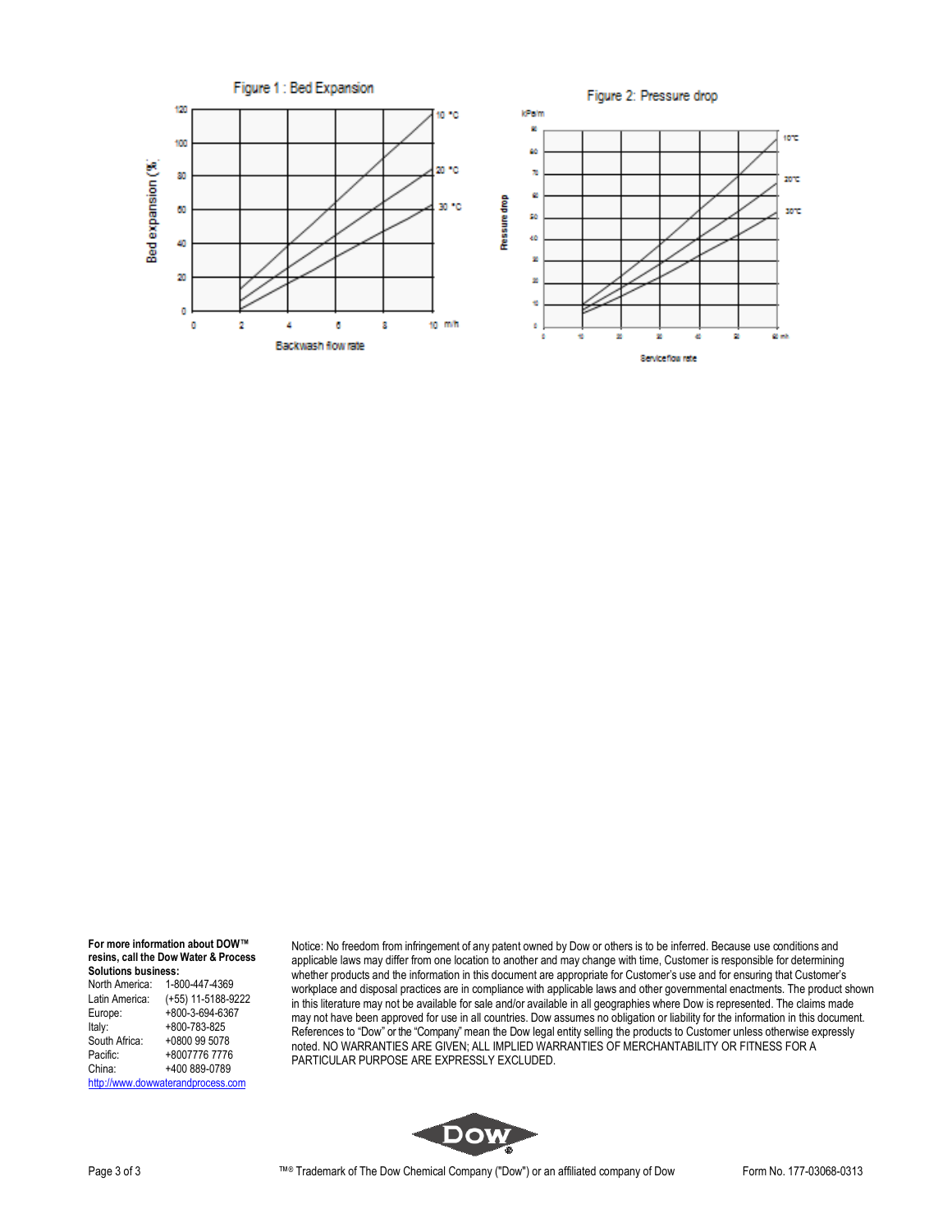Figure 1 : Bed Expansion

Bed expansion (%)

120
100
80
60
40
20
0

0 2 4 6 8 10 m/h

Backwash flow rate

10 °C
20 °C
30 °C

Figure 2: Pressure drop

kPa/m

Pressure drop

Service flow rate

10°C
20°C
30°C

**For more information about DOW™ resins, call the Dow Water & Process Solutions business:**

North America: 1-800-447-4369
Latin America: (+55) 11-5188-9222
Europe: +800-3-694-6367
Italy: +800-783-825
South Africa: +0800 99 5078
Pacific: +8007776 7776
China: +400 889-0789
http://www.dowwaterandprocess.com

Notice: No freedom from infringement of any patent owned by Dow or others is to be inferred. Because use conditions and applicable laws may differ from one location to another and may change with time, Customer is responsible for determining whether products and the information in this document are appropriate for Customer's use and for ensuring that Customer's workplace and disposal practices are in compliance with applicable laws and other governmental enactments. The product shown in this literature may not be available for sale and/or available in all geographies where Dow is represented. The claims made may not have been approved for use in all countries. Dow assumes no obligation or liability for the information in this document. References to "Dow" or the "Company" mean the Dow legal entity selling the products to Customer unless otherwise expressly noted. NO WARRANTIES ARE GIVEN; ALL IMPLIED WARRANTIES OF MERCHANTABILITY OR FITNESS FOR A PARTICULAR PURPOSE ARE EXPRESSLY EXCLUDED.

™® Trademark of The Dow Chemical Company ("Dow") or an affiliated company of Dow

Form No. 177-03068-0313